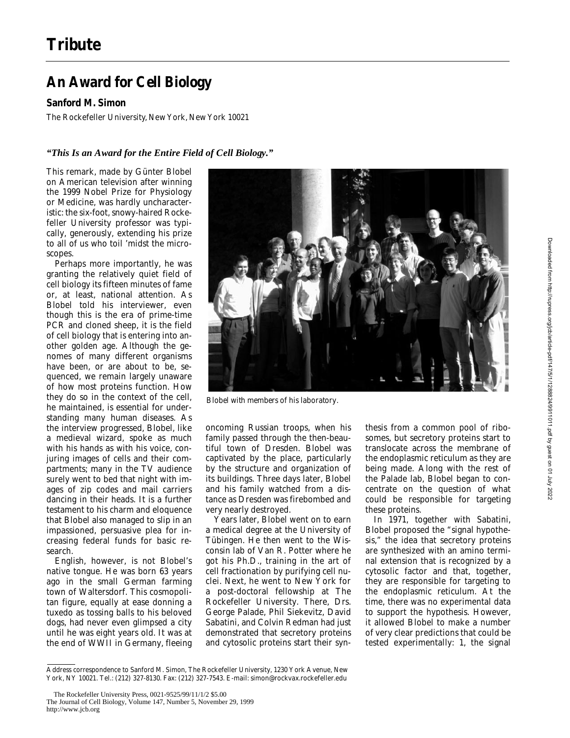# Tribute

## An Award for Cell Biology

**Sanford M. Simon**

The Rockefeller University, New York, New York 10021

### *"This Is an Award for the Entire Field of Cell Biology."*

This remark, made by Günter Blobel on American television after winning the 1999 Nobel Prize for Physiology or Medicine, was hardly uncharacteristic: the six-foot, snowy-haired Rockefeller University professor was typically, generously, extending his prize to all of us who toil 'midst the microscopes.

Perhaps more importantly, he was granting the relatively quiet field of cell biology its fifteen minutes of fame or, at least, national attention. As Blobel told his interviewer, even though this is the era of prime-time PCR and cloned sheep, it is the field of cell biology that is entering into another golden age. Although the genomes of many different organisms have been, or are about to be, sequenced, we remain largely unaware of how most proteins function. How they do so in the context of the cell, he maintained, is essential for understanding many human diseases. As the interview progressed, Blobel, like a medieval wizard, spoke as much with his hands as with his voice, conjuring images of cells and their compartments; many in the TV audience surely went to bed that night with images of zip codes and mail carriers dancing in their heads. It is a further testament to his charm and eloquence that Blobel also managed to slip in an impassioned, persuasive plea for increasing federal funds for basic research.

English, however, is not Blobel's native tongue. He was born 63 years ago in the small German farming town of Waltersdorf. This cosmopolitan figure, equally at ease donning a tuxedo as tossing balls to his beloved dogs, had never even glimpsed a city until he was eight years old. It was at the end of WWII in Germany, fleeing oncoming Russian troops, when his family passed through the then-beautiful town of Dresden. Blobel was captivated by the place, particularly by the structure and organization of its buildings. Three days later, Blobel and his family watched from a distance as Dresden was firebombed and very nearly destroyed.

Blobel with members of his laboratory.

Years later, Blobel went on to earn a medical degree at the University of Tübingen. He then went to the Wisconsin lab of Van R. Potter where he got his Ph.D., training in the art of cell fractionation by purifying cell nuclei. Next, he went to New York for a post-doctoral fellowship at The Rockefeller University. There, Drs. George Palade, Phil Siekevitz, David Sabatini, and Colvin Redman had just demonstrated that secretory proteins and cytosolic proteins start their synthesis from a common pool of ribosomes, but secretory proteins start to translocate across the membrane of the endoplasmic reticulum as they are being made. Along with the rest of the Palade lab, Blobel began to concentrate on the question of what could be responsible for targeting these proteins.

In 1971, together with Sabatini, Blobel proposed the "signal hypothesis," the idea that secretory proteins are synthesized with an amino terminal extension that is recognized by a cytosolic factor and that, together, they are responsible for targeting to the endoplasmic reticulum. At the time, there was no experimental data to support the hypothesis. However, it allowed Blobel to make a number of very clear predictions that could be tested experimentally: 1, the signal

Address correspondence to Sanford M. Simon, The Rockefeller University, 1230 York Avenue, New York, NY 10021. Tel.: (212) 327-8130. Fax: (212) 327-7543. E-mail: simon@rockvax.rockefeller.edu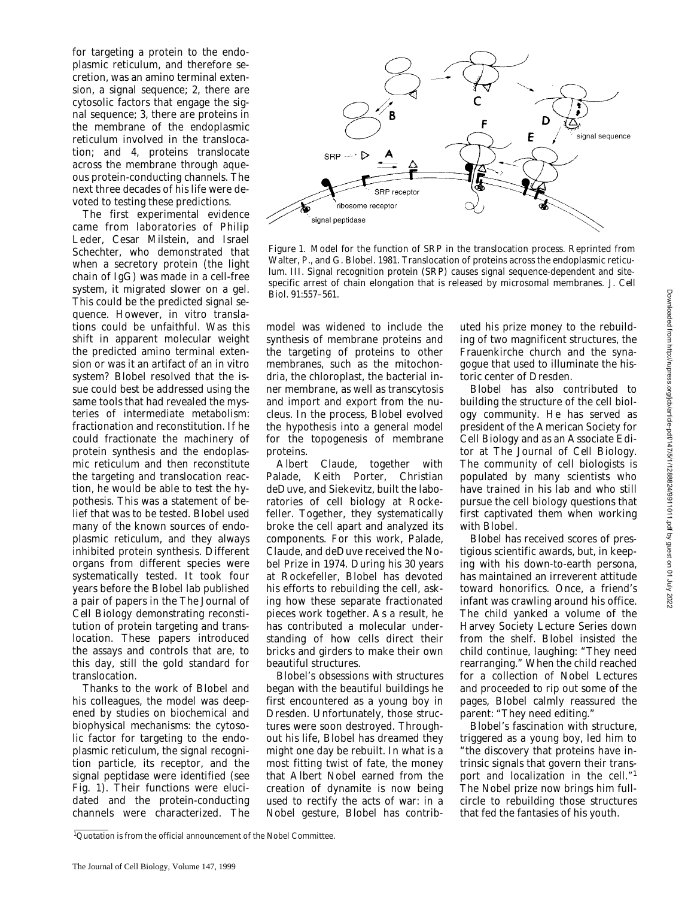for targeting a protein to the endoplasmic reticulum, and therefore secretion, was an amino terminal extension, a signal sequence; 2, there are cytosolic factors that engage the signal sequence; 3, there are proteins in the membrane of the endoplasmic reticulum involved in the translocation; and 4, proteins translocate across the membrane through aqueous protein-conducting channels. The next three decades of his life were devoted to testing these predictions.

The first experimental evidence came from laboratories of Philip Leder, Cesar Milstein, and Israel Schechter, who demonstrated that when a secretory protein (the light chain of IgG) was made in a cell-free system, it migrated slower on a gel. This could be the predicted signal sequence. However, in vitro translations could be unfaithful. Was this shift in apparent molecular weight the predicted amino terminal extension or was it an artifact of an in vitro system? Blobel resolved that the issue could best be addressed using the same tools that had revealed the mysteries of intermediate metabolism: fractionation and reconstitution. If he could fractionate the machinery of protein synthesis and the endoplasmic reticulum and then reconstitute the targeting and translocation reaction, he would be able to test the hypothesis. This was a statement of belief that was to be tested. Blobel used many of the known sources of endoplasmic reticulum, and they always inhibited protein synthesis. Different organs from different species were systematically tested. It took four years before the Blobel lab published a pair of papers in the The Journal of Cell Biology demonstrating reconstitution of protein targeting and translocation. These papers introduced the assays and controls that are, to this day, still the gold standard for translocation.

Thanks to the work of Blobel and his colleagues, the model was deepened by studies on biochemical and biophysical mechanisms: the cytosolic factor for targeting to the endoplasmic reticulum, the signal recognition particle, its receptor, and the signal peptidase were identified (see Fig. 1). Their functions were elucidated and the protein-conducting channels were characterized. The model was widened to include the synthesis of membrane proteins and the targeting of proteins to other membranes, such as the mitochondria, the chloroplast, the bacterial inner membrane, as well as transcytosis and import and export from the nucleus. In the process, Blobel evolved the hypothesis into a general model for the topogenesis of membrane proteins.

Figure 1. Model for the function of SRP in the translocation process. Reprinted from Walter, P., and G. Blobel. 1981. Translocation of proteins across the endoplasmic reticulum. III. Signal recognition protein (SRP) causes signal sequence-dependent and site-specific arrest of chain elongation that is released by microsomal membranes. *J. Cell Biol.* 91:557–561.

Albert Claude, together with Palade, Keith Porter, Christian deDuve, and Siekevitz, built the laboratories of cell biology at Rockefeller. Together, they systematically broke the cell apart and analyzed its components. For this work, Palade, Claude, and deDuve received the Nobel Prize in 1974. During his 30 years at Rockefeller, Blobel has devoted his efforts to rebuilding the cell, asking how these separate fractionated pieces work together. As a result, he has contributed a molecular understanding of how cells direct their bricks and girders to make their own beautiful structures.

Blobel's obsessions with structures began with the beautiful buildings he first encountered as a young boy in Dresden. Unfortunately, those structures were soon destroyed. Throughout his life, Blobel has dreamed they might one day be rebuilt. In what is a most fitting twist of fate, the money that Albert Nobel earned from the creation of dynamite is now being used to rectify the acts of war: in a Nobel gesture, Blobel has contributed his prize money to the rebuilding of two magnificent structures, the Frauenkirche church and the synagogue that used to illuminate the historic center of Dresden.

Blobel has also contributed to building the structure of the cell biology community. He has served as president of the American Society for Cell Biology and as an Associate Editor at The Journal of Cell Biology. The community of cell biologists is populated by many scientists who have trained in his lab and who still pursue the cell biology questions that first captivated them when working with Blobel.

Blobel has received scores of prestigious scientific awards, but, in keeping with his down-to-earth persona, has maintained an irreverent attitude toward honorifics. Once, a friend's infant was crawling around his office. The child yanked a volume of the Harvey Society Lecture Series down from the shelf. Blobel insisted the child continue, laughing: "They need rearranging." When the child reached for a collection of Nobel Lectures and proceeded to rip out some of the pages, Blobel calmly reassured the parent: "They need editing."

Blobel's fascination with structure, triggered as a young boy, led him to "the discovery that proteins have intrinsic signals that govern their transport and localization in the cell."[1] The Nobel prize now brings him full-circle to rebuilding those structures that fed the fantasies of his youth.

[1]Quotation is from the official announcement of the Nobel Committee.